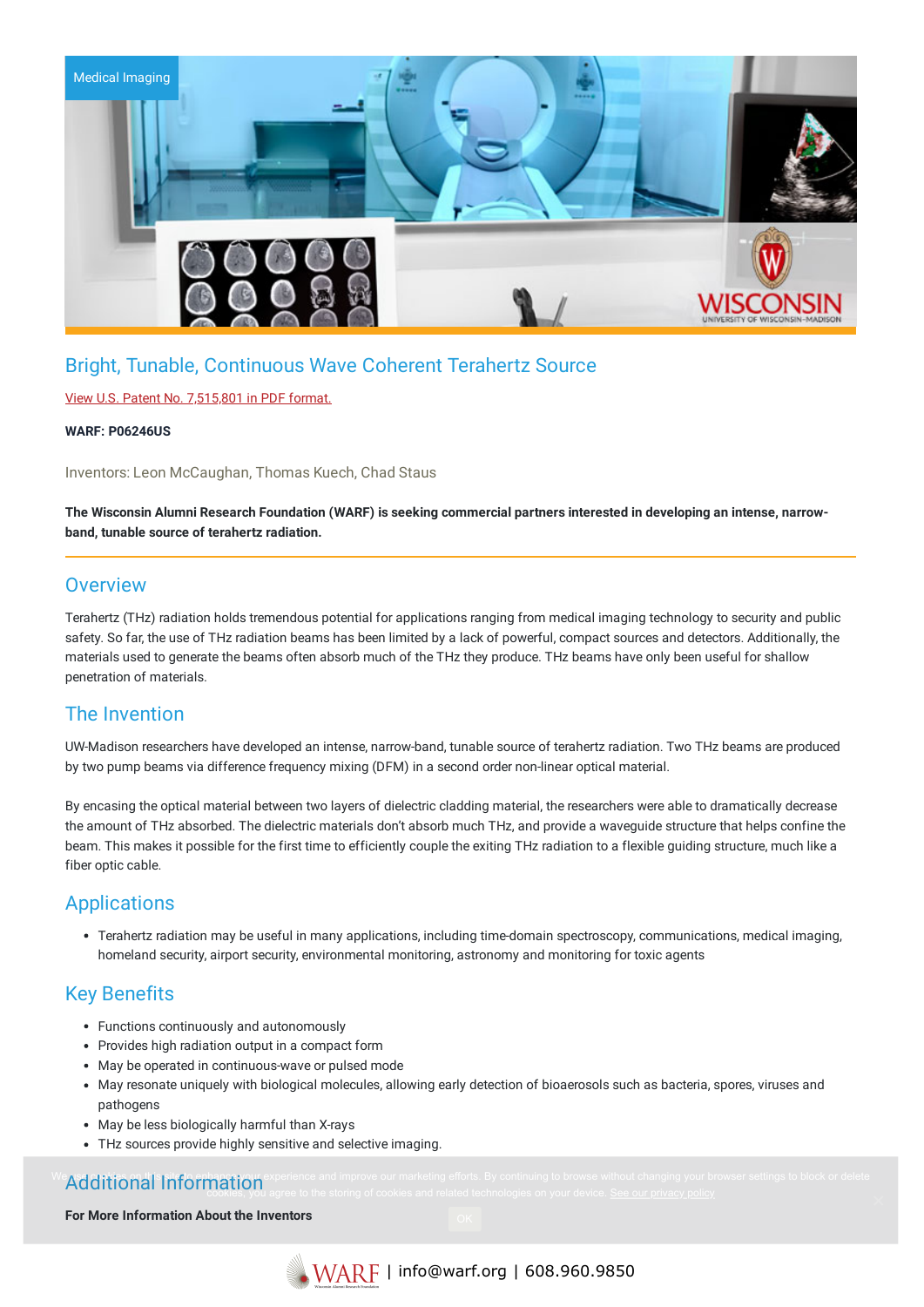Medical Imaging

# Bright, Tunable, Continuous Wave Coherent Terahertz Source

View U.S. Patent No. 7,515,801 in PDF format.

**WARF: P06246US**

Inventors: Leon McCaughan, Thomas Kuech, Chad Staus

**The Wisconsin Alumni Research Foundation (WARF) is seeking commercial partners interested in developing an intense, narrow-band, tunable source of terahertz radiation.**

## Overview

Terahertz (THz) radiation holds tremendous potential for applications ranging from medical imaging technology to security and public safety. So far, the use of THz radiation beams has been limited by a lack of powerful, compact sources and detectors. Additionally, the materials used to generate the beams often absorb much of the THz they produce. THz beams have only been useful for shallow penetration of materials.

## The Invention

UW-Madison researchers have developed an intense, narrow-band, tunable source of terahertz radiation. Two THz beams are produced by two pump beams via difference frequency mixing (DFM) in a second order non-linear optical material.

By encasing the optical material between two layers of dielectric cladding material, the researchers were able to dramatically decrease the amount of THz absorbed. The dielectric materials don't absorb much THz, and provide a waveguide structure that helps confine the beam. This makes it possible for the first time to efficiently couple the exiting THz radiation to a flexible guiding structure, much like a fiber optic cable.

## Applications

- Terahertz radiation may be useful in many applications, including time-domain spectroscopy, communications, medical imaging, homeland security, airport security, environmental monitoring, astronomy and monitoring for toxic agents

## Key Benefits

- Functions continuously and autonomously
- Provides high radiation output in a compact form
- May be operated in continuous-wave or pulsed mode
- May resonate uniquely with biological molecules, allowing early detection of bioaerosols such as bacteria, spores, viruses and pathogens
- May be less biologically harmful than X-rays
- THz sources provide highly sensitive and selective imaging.

## Additional Information

**For More Information About the Inventors**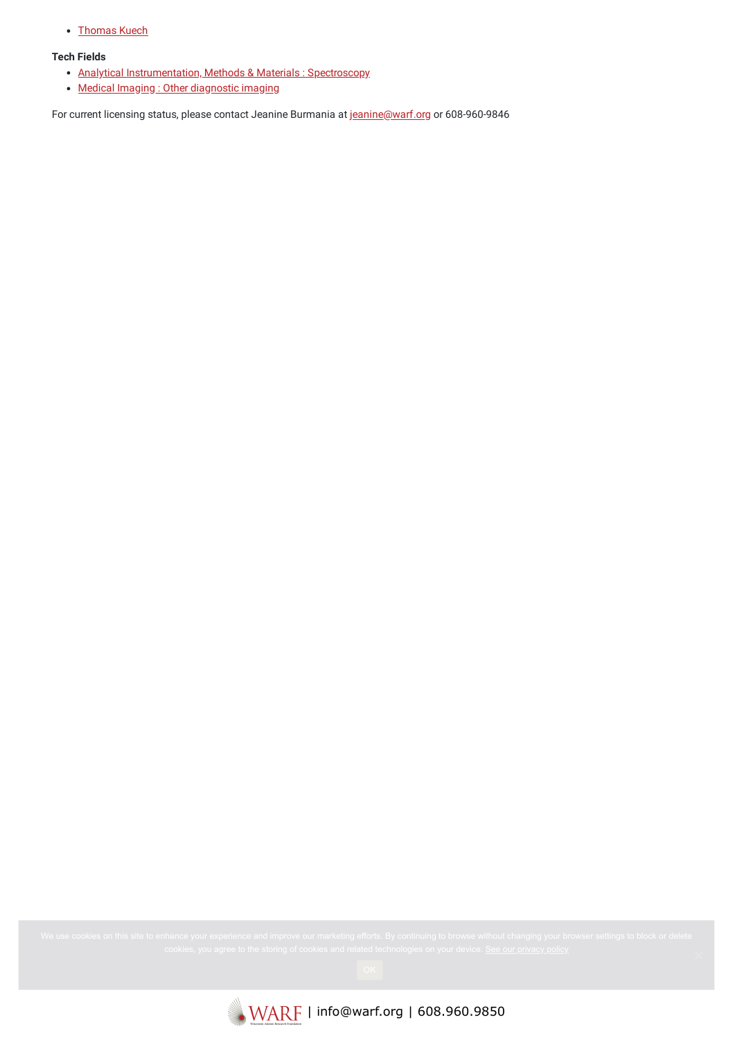- Thomas Kuech

**Tech Fields**

- Analytical Instrumentation, Methods & Materials : Spectroscopy
- Medical Imaging : Other diagnostic imaging

For current licensing status, please contact Jeanine Burmania at jeanine@warf.org or 608-960-9846